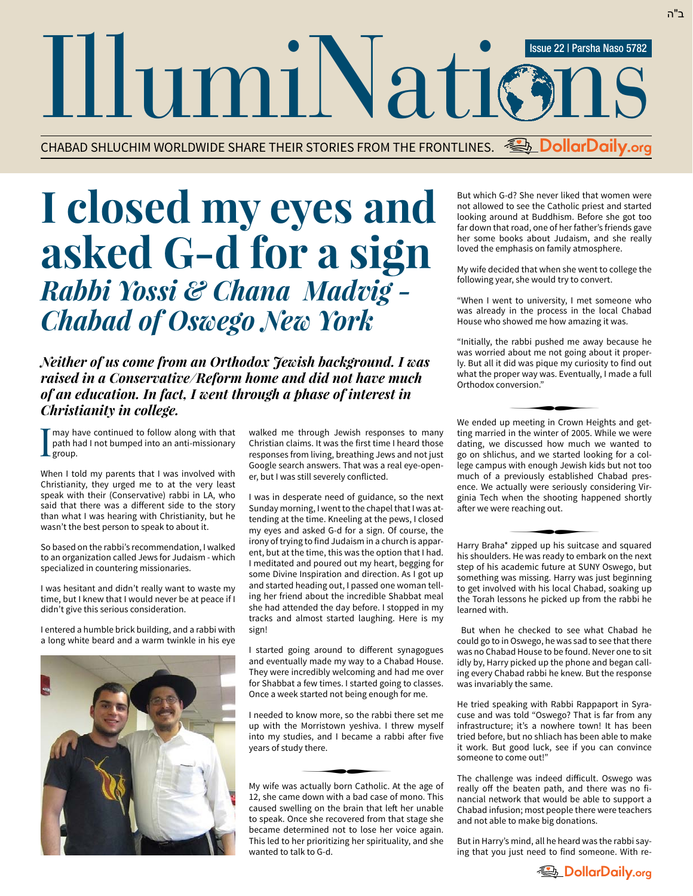# I closed my eyes and asked G-d for a sign

## *Rabbi Yossi & Chana Madvig - Chabad of Oswego New York*

***Neither of us come from an Orthodox Jewish background. I was raised in a Conservative/Reform home and did not have much of an education. In fact, I went through a phase of interest in Christianity in college.***

I may have continued to follow along with that path had I not bumped into an anti-missionary group.

When I told my parents that I was involved with Christianity, they urged me to at the very least speak with their (Conservative) rabbi in LA, who said that there was a different side to the story than what I was hearing with Christianity, but he wasn't the best person to speak to about it.

So based on the rabbi's recommendation, I walked to an organization called Jews for Judaism - which specialized in countering missionaries.

I was hesitant and didn't really want to waste my time, but I knew that I would never be at peace if I didn't give this serious consideration.

I entered a humble brick building, and a rabbi with a long white beard and a warm twinkle in his eye walked me through Jewish responses to many Christian claims. It was the first time I heard those responses from living, breathing Jews and not just Google search answers. That was a real eye-opener, but I was still severely conflicted.

I was in desperate need of guidance, so the next Sunday morning, I went to the chapel that I was attending at the time. Kneeling at the pews, I closed my eyes and asked G-d for a sign. Of course, the irony of trying to find Judaism in a church is apparent, but at the time, this was the option that I had. I meditated and poured out my heart, begging for some Divine Inspiration and direction. As I got up and started heading out, I passed one woman telling her friend about the incredible Shabbat meal she had attended the day before. I stopped in my tracks and almost started laughing. Here is my sign!

I started going around to different synagogues and eventually made my way to a Chabad House. They were incredibly welcoming and had me over for Shabbat a few times. I started going to classes. Once a week started not being enough for me.

I needed to know more, so the rabbi there set me up with the Morristown yeshiva. I threw myself into my studies, and I became a rabbi after five years of study there.

My wife was actually born Catholic. At the age of 12, she came down with a bad case of mono. This caused swelling on the brain that left her unable to speak. Once she recovered from that stage she became determined not to lose her voice again. This led to her prioritizing her spirituality, and she wanted to talk to G-d.

But which G-d? She never liked that women were not allowed to see the Catholic priest and started looking around at Buddhism. Before she got too far down that road, one of her father's friends gave her some books about Judaism, and she really loved the emphasis on family atmosphere.

My wife decided that when she went to college the following year, she would try to convert.

"When I went to university, I met someone who was already in the process in the local Chabad House who showed me how amazing it was.

"Initially, the rabbi pushed me away because he was worried about me not going about it properly. But all it did was pique my curiosity to find out what the proper way was. Eventually, I made a full Orthodox conversion."

We ended up meeting in Crown Heights and getting married in the winter of 2005. While we were dating, we discussed how much we wanted to go on shlichus, and we started looking for a college campus with enough Jewish kids but not too much of a previously established Chabad presence. We actually were seriously considering Virginia Tech when the shooting happened shortly after we were reaching out.

Harry Braha* zipped up his suitcase and squared his shoulders. He was ready to embark on the next step of his academic future at SUNY Oswego, but something was missing. Harry was just beginning to get involved with his local Chabad, soaking up the Torah lessons he picked up from the rabbi he learned with.

But when he checked to see what Chabad he could go to in Oswego, he was sad to see that there was no Chabad House to be found. Never one to sit idly by, Harry picked up the phone and began calling every Chabad rabbi he knew. But the response was invariably the same.

He tried speaking with Rabbi Rappaport in Syracuse and was told "Oswego? That is far from any infrastructure; it's a nowhere town! It has been tried before, but no shliach has been able to make it work. But good luck, see if you can convince someone to come out!"

The challenge was indeed difficult. Oswego was really off the beaten path, and there was no financial network that would be able to support a Chabad infusion; most people there were teachers and not able to make big donations.

But in Harry's mind, all he heard was the rabbi saying that you just need to find someone. With re-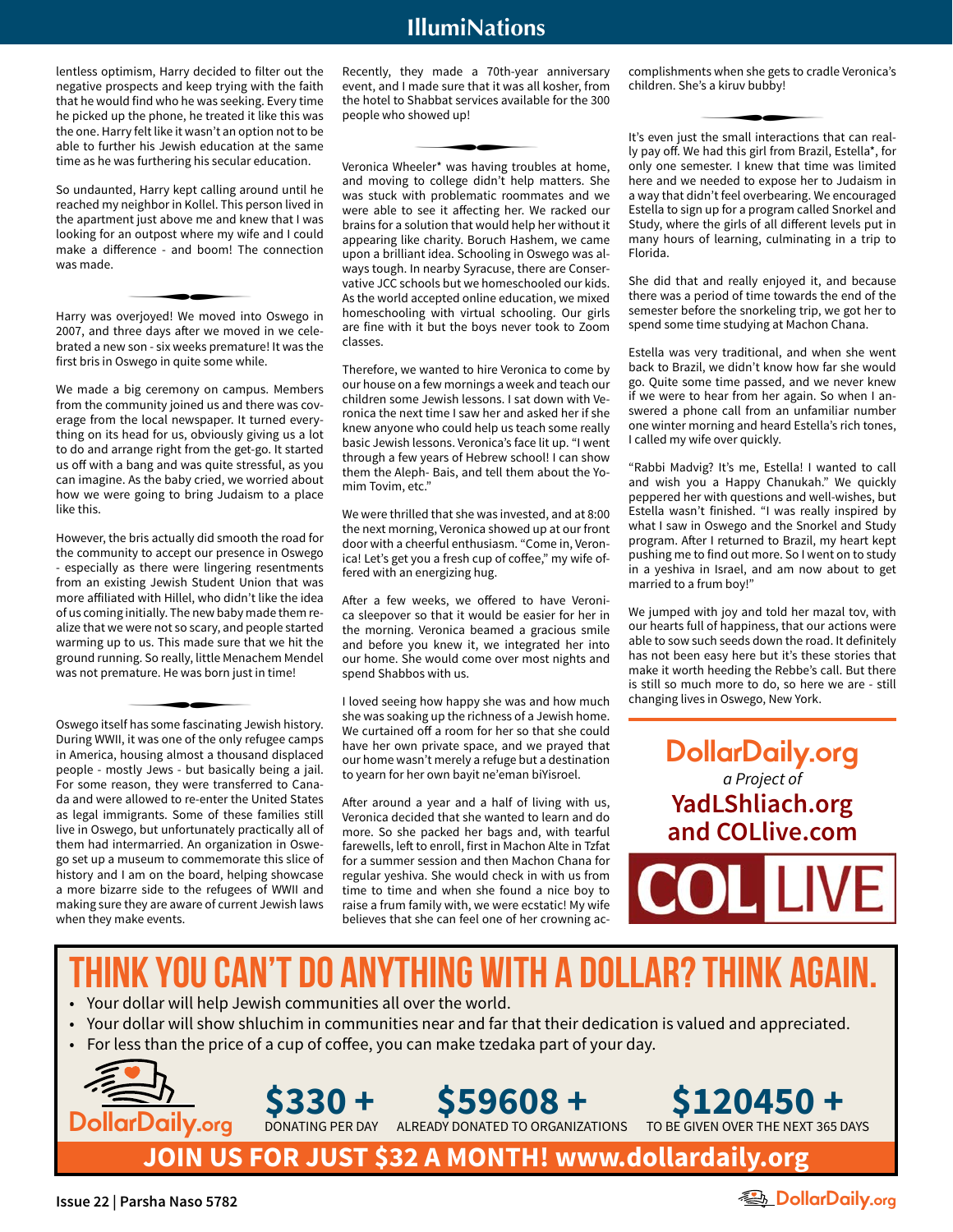lentless optimism, Harry decided to filter out the negative prospects and keep trying with the faith that he would find who he was seeking. Every time he picked up the phone, he treated it like this was the one. Harry felt like it wasn't an option not to be able to further his Jewish education at the same time as he was furthering his secular education.

So undaunted, Harry kept calling around until he reached my neighbor in Kollel. This person lived in the apartment just above me and knew that I was looking for an outpost where my wife and I could make a difference - and boom! The connection was made.

Harry was overjoyed! We moved into Oswego in 2007, and three days after we moved in we celebrated a new son - six weeks premature! It was the first bris in Oswego in quite some while.

We made a big ceremony on campus. Members from the community joined us and there was coverage from the local newspaper. It turned everything on its head for us, obviously giving us a lot to do and arrange right from the get-go. It started us off with a bang and was quite stressful, as you can imagine. As the baby cried, we worried about how we were going to bring Judaism to a place like this.

However, the bris actually did smooth the road for the community to accept our presence in Oswego - especially as there were lingering resentments from an existing Jewish Student Union that was more affiliated with Hillel, who didn't like the idea of us coming initially. The new baby made them realize that we were not so scary, and people started warming up to us. This made sure that we hit the ground running. So really, little Menachem Mendel was not premature. He was born just in time!

Oswego itself has some fascinating Jewish history. During WWII, it was one of the only refugee camps in America, housing almost a thousand displaced people - mostly Jews - but basically being a jail. For some reason, they were transferred to Canada and were allowed to re-enter the United States as legal immigrants. Some of these families still live in Oswego, but unfortunately practically all of them had intermarried. An organization in Oswego set up a museum to commemorate this slice of history and I am on the board, helping showcase a more bizarre side to the refugees of WWII and making sure they are aware of current Jewish laws when they make events.

Recently, they made a 70th-year anniversary event, and I made sure that it was all kosher, from the hotel to Shabbat services available for the 300 people who showed up!

Veronica Wheeler* was having troubles at home, and moving to college didn't help matters. She was stuck with problematic roommates and we were able to see it affecting her. We racked our brains for a solution that would help her without it appearing like charity. Boruch Hashem, we came upon a brilliant idea. Schooling in Oswego was always tough. In nearby Syracuse, there are Conservative JCC schools but we homeschooled our kids. As the world accepted online education, we mixed homeschooling with virtual schooling. Our girls are fine with it but the boys never took to Zoom classes.

Therefore, we wanted to hire Veronica to come by our house on a few mornings a week and teach our children some Jewish lessons. I sat down with Veronica the next time I saw her and asked her if she knew anyone who could help us teach some really basic Jewish lessons. Veronica's face lit up. "I went through a few years of Hebrew school! I can show them the Aleph- Bais, and tell them about the Yomim Tovim, etc."

We were thrilled that she was invested, and at 8:00 the next morning, Veronica showed up at our front door with a cheerful enthusiasm. "Come in, Veronica! Let's get you a fresh cup of coffee," my wife offered with an energizing hug.

After a few weeks, we offered to have Veronica sleepover so that it would be easier for her in the morning. Veronica beamed a gracious smile and before you knew it, we integrated her into our home. She would come over most nights and spend Shabbos with us.

I loved seeing how happy she was and how much she was soaking up the richness of a Jewish home. We curtained off a room for her so that she could have her own private space, and we prayed that our home wasn't merely a refuge but a destination to yearn for her own bayit ne'eman biYisroel.

After around a year and a half of living with us, Veronica decided that she wanted to learn and do more. So she packed her bags and, with tearful farewells, left to enroll, first in Machon Alte in Tzfat for a summer session and then Machon Chana for regular yeshiva. She would check in with us from time to time and when she found a nice boy to raise a frum family with, we were ecstatic! My wife believes that she can feel one of her crowning accomplishments when she gets to cradle Veronica's children. She's a kiruv bubby!

It's even just the small interactions that can really pay off. We had this girl from Brazil, Estella*, for only one semester. I knew that time was limited here and we needed to expose her to Judaism in a way that didn't feel overbearing. We encouraged Estella to sign up for a program called Snorkel and Study, where the girls of all different levels put in many hours of learning, culminating in a trip to Florida.

She did that and really enjoyed it, and because there was a period of time towards the end of the semester before the snorkeling trip, we got her to spend some time studying at Machon Chana.

Estella was very traditional, and when she went back to Brazil, we didn't know how far she would go. Quite some time passed, and we never knew if we were to hear from her again. So when I answered a phone call from an unfamiliar number one winter morning and heard Estella's rich tones, I called my wife over quickly.

"Rabbi Madvig? It's me, Estella! I wanted to call and wish you a Happy Chanukah." We quickly peppered her with questions and well-wishes, but Estella wasn't finished. "I was really inspired by what I saw in Oswego and the Snorkel and Study program. After I returned to Brazil, my heart kept pushing me to find out more. So I went on to study in a yeshiva in Israel, and am now about to get married to a frum boy!"

We jumped with joy and told her mazal tov, with our hearts full of happiness, that our actions were able to sow such seeds down the road. It definitely has not been easy here but it's these stories that make it worth heeding the Rebbe's call. But there is still so much more to do, so here we are - still changing lives in Oswego, New York.

**DollarDaily.org**
*a Project of*
**YadLShliach.org and COLlive.com**

COL LIVE

## THINK YOU CAN'T DO ANYTHING WITH A DOLLAR? THINK AGAIN.

- Your dollar will help Jewish communities all over the world.
- Your dollar will show shluchim in communities near and far that their dedication is valued and appreciated.
- For less than the price of a cup of coffee, you can make tzedaka part of your day.

DollarDaily.org

**$330 +** DONATING PER DAY

**$59608 +** ALREADY DONATED TO ORGANIZATIONS

**$120450 +** TO BE GIVEN OVER THE NEXT 365 DAYS

**JOIN US FOR JUST $32 A MONTH! www.dollardaily.org**